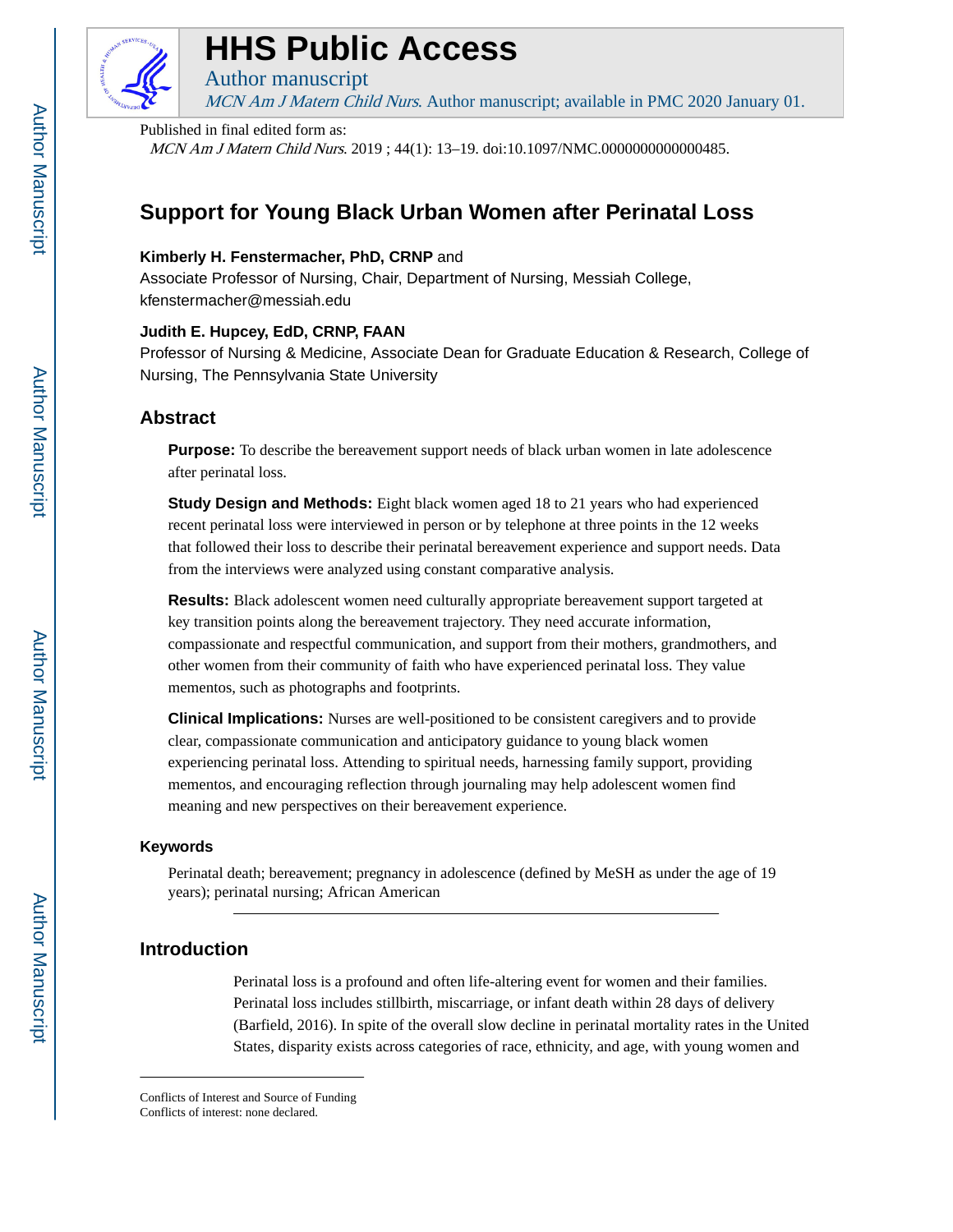# HHS Public Access

Author manuscript

*MCN Am J Matern Child Nurs*. Author manuscript; available in PMC 2020 January 01.

Published in final edited form as:

*MCN Am J Matern Child Nurs*. 2019 ; 44(1): 13–19. doi:10.1097/NMC.0000000000000485.

# Support for Young Black Urban Women after Perinatal Loss

**Kimberly H. Fenstermacher, PhD, CRNP** and

Associate Professor of Nursing, Chair, Department of Nursing, Messiah College, kfenstermacher@messiah.edu

**Judith E. Hupcey, EdD, CRNP, FAAN**

Professor of Nursing & Medicine, Associate Dean for Graduate Education & Research, College of Nursing, The Pennsylvania State University

## Abstract

**Purpose:** To describe the bereavement support needs of black urban women in late adolescence after perinatal loss.

**Study Design and Methods:** Eight black women aged 18 to 21 years who had experienced recent perinatal loss were interviewed in person or by telephone at three points in the 12 weeks that followed their loss to describe their perinatal bereavement experience and support needs. Data from the interviews were analyzed using constant comparative analysis.

**Results:** Black adolescent women need culturally appropriate bereavement support targeted at key transition points along the bereavement trajectory. They need accurate information, compassionate and respectful communication, and support from their mothers, grandmothers, and other women from their community of faith who have experienced perinatal loss. They value mementos, such as photographs and footprints.

**Clinical Implications:** Nurses are well-positioned to be consistent caregivers and to provide clear, compassionate communication and anticipatory guidance to young black women experiencing perinatal loss. Attending to spiritual needs, harnessing family support, providing mementos, and encouraging reflection through journaling may help adolescent women find meaning and new perspectives on their bereavement experience.

### Keywords

Perinatal death; bereavement; pregnancy in adolescence (defined by MeSH as under the age of 19 years); perinatal nursing; African American

## Introduction

Perinatal loss is a profound and often life-altering event for women and their families. Perinatal loss includes stillbirth, miscarriage, or infant death within 28 days of delivery (Barfield, 2016). In spite of the overall slow decline in perinatal mortality rates in the United States, disparity exists across categories of race, ethnicity, and age, with young women and

Conflicts of Interest and Source of Funding
Conflicts of interest: none declared.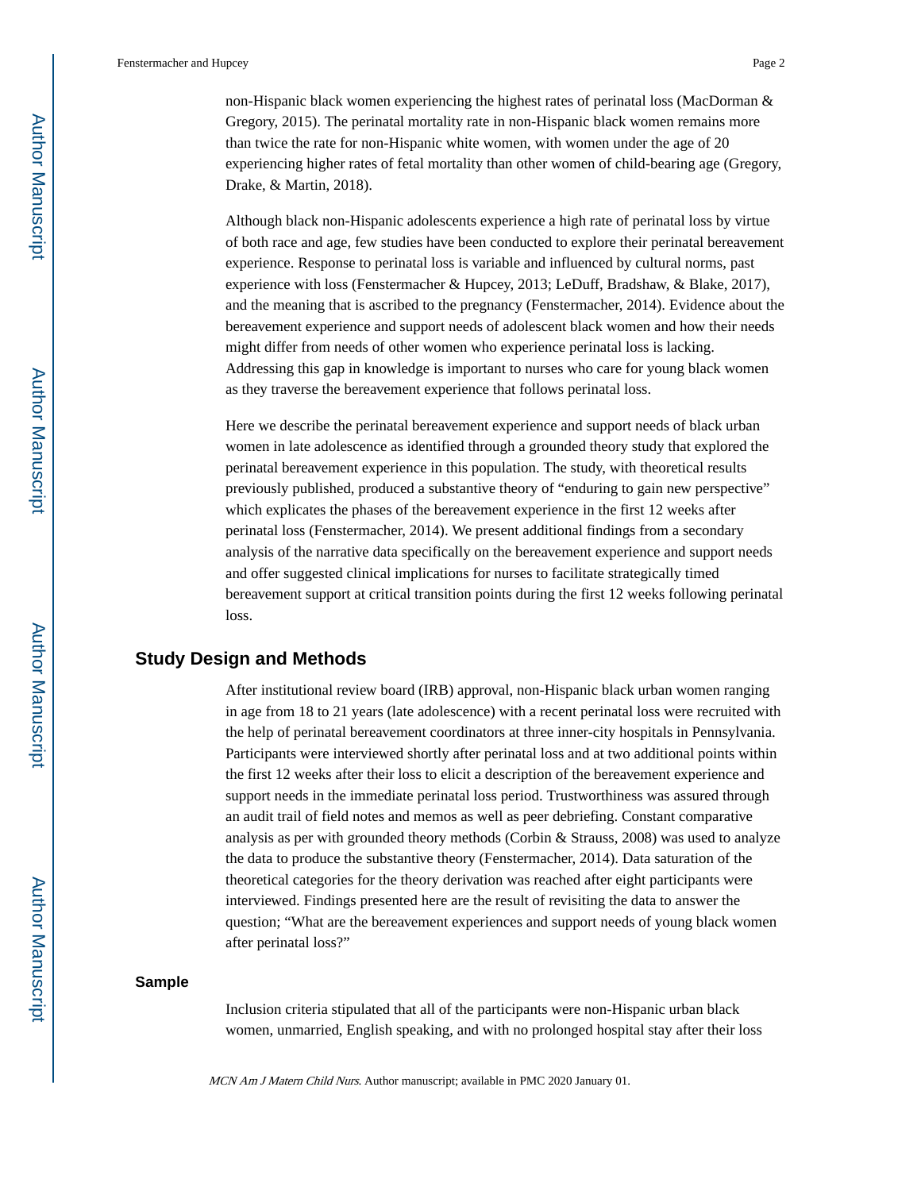non-Hispanic black women experiencing the highest rates of perinatal loss (MacDorman & Gregory, 2015). The perinatal mortality rate in non-Hispanic black women remains more than twice the rate for non-Hispanic white women, with women under the age of 20 experiencing higher rates of fetal mortality than other women of child-bearing age (Gregory, Drake, & Martin, 2018).

Although black non-Hispanic adolescents experience a high rate of perinatal loss by virtue of both race and age, few studies have been conducted to explore their perinatal bereavement experience. Response to perinatal loss is variable and influenced by cultural norms, past experience with loss (Fenstermacher & Hupcey, 2013; LeDuff, Bradshaw, & Blake, 2017), and the meaning that is ascribed to the pregnancy (Fenstermacher, 2014). Evidence about the bereavement experience and support needs of adolescent black women and how their needs might differ from needs of other women who experience perinatal loss is lacking. Addressing this gap in knowledge is important to nurses who care for young black women as they traverse the bereavement experience that follows perinatal loss.

Here we describe the perinatal bereavement experience and support needs of black urban women in late adolescence as identified through a grounded theory study that explored the perinatal bereavement experience in this population. The study, with theoretical results previously published, produced a substantive theory of "enduring to gain new perspective" which explicates the phases of the bereavement experience in the first 12 weeks after perinatal loss (Fenstermacher, 2014). We present additional findings from a secondary analysis of the narrative data specifically on the bereavement experience and support needs and offer suggested clinical implications for nurses to facilitate strategically timed bereavement support at critical transition points during the first 12 weeks following perinatal loss.

## Study Design and Methods

After institutional review board (IRB) approval, non-Hispanic black urban women ranging in age from 18 to 21 years (late adolescence) with a recent perinatal loss were recruited with the help of perinatal bereavement coordinators at three inner-city hospitals in Pennsylvania. Participants were interviewed shortly after perinatal loss and at two additional points within the first 12 weeks after their loss to elicit a description of the bereavement experience and support needs in the immediate perinatal loss period. Trustworthiness was assured through an audit trail of field notes and memos as well as peer debriefing. Constant comparative analysis as per with grounded theory methods (Corbin & Strauss, 2008) was used to analyze the data to produce the substantive theory (Fenstermacher, 2014). Data saturation of the theoretical categories for the theory derivation was reached after eight participants were interviewed. Findings presented here are the result of revisiting the data to answer the question; "What are the bereavement experiences and support needs of young black women after perinatal loss?"

### Sample

Inclusion criteria stipulated that all of the participants were non-Hispanic urban black women, unmarried, English speaking, and with no prolonged hospital stay after their loss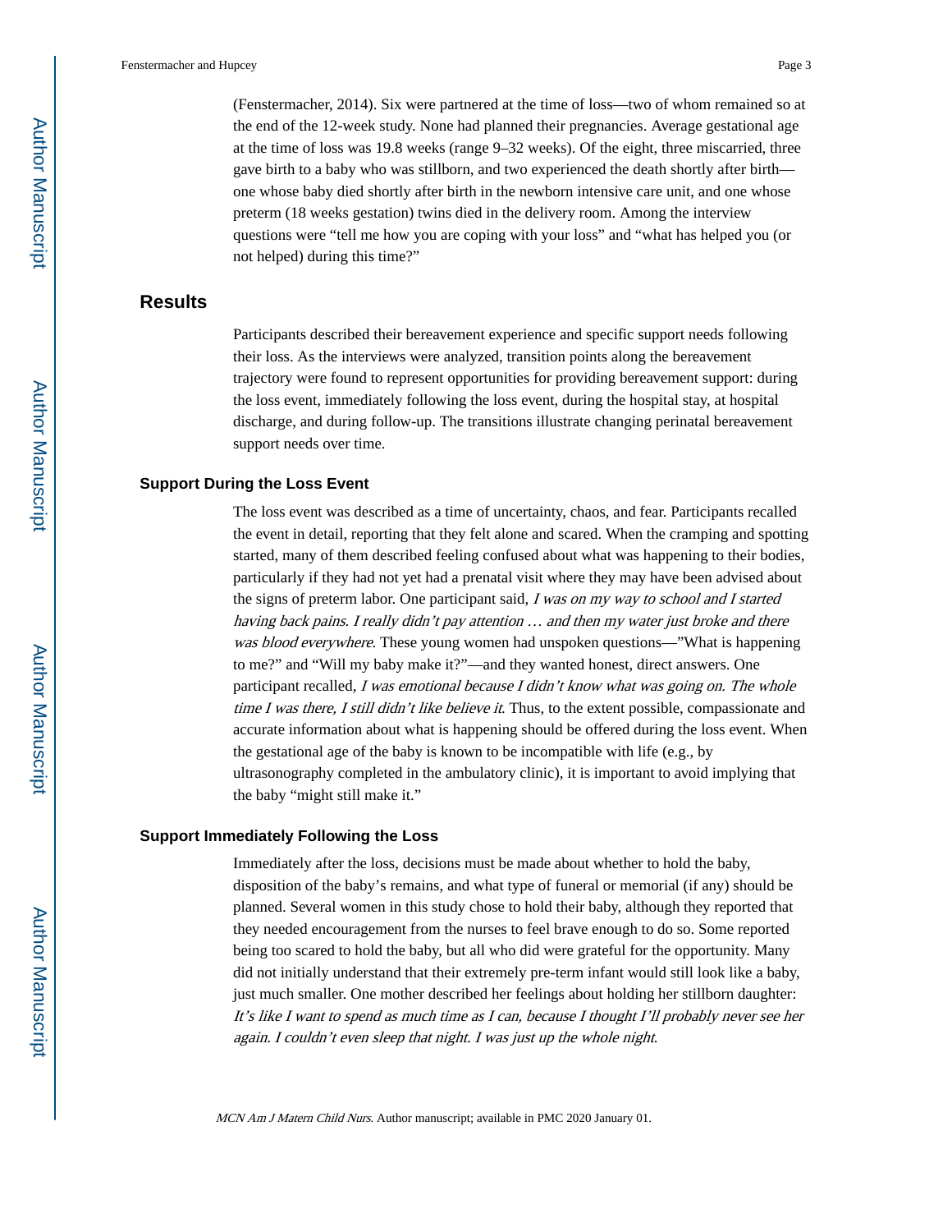(Fenstermacher, 2014). Six were partnered at the time of loss—two of whom remained so at the end of the 12-week study. None had planned their pregnancies. Average gestational age at the time of loss was 19.8 weeks (range 9–32 weeks). Of the eight, three miscarried, three gave birth to a baby who was stillborn, and two experienced the death shortly after birth—one whose baby died shortly after birth in the newborn intensive care unit, and one whose preterm (18 weeks gestation) twins died in the delivery room. Among the interview questions were “tell me how you are coping with your loss” and “what has helped you (or not helped) during this time?”

## Results

Participants described their bereavement experience and specific support needs following their loss. As the interviews were analyzed, transition points along the bereavement trajectory were found to represent opportunities for providing bereavement support: during the loss event, immediately following the loss event, during the hospital stay, at hospital discharge, and during follow-up. The transitions illustrate changing perinatal bereavement support needs over time.

### Support During the Loss Event

The loss event was described as a time of uncertainty, chaos, and fear. Participants recalled the event in detail, reporting that they felt alone and scared. When the cramping and spotting started, many of them described feeling confused about what was happening to their bodies, particularly if they had not yet had a prenatal visit where they may have been advised about the signs of preterm labor. One participant said, *I was on my way to school and I started having back pains. I really didn’t pay attention … and then my water just broke and there was blood everywhere*. These young women had unspoken questions—”What is happening to me?” and “Will my baby make it?”—and they wanted honest, direct answers. One participant recalled, *I was emotional because I didn’t know what was going on. The whole time I was there, I still didn’t like believe it*. Thus, to the extent possible, compassionate and accurate information about what is happening should be offered during the loss event. When the gestational age of the baby is known to be incompatible with life (e.g., by ultrasonography completed in the ambulatory clinic), it is important to avoid implying that the baby “might still make it.”

### Support Immediately Following the Loss

Immediately after the loss, decisions must be made about whether to hold the baby, disposition of the baby’s remains, and what type of funeral or memorial (if any) should be planned. Several women in this study chose to hold their baby, although they reported that they needed encouragement from the nurses to feel brave enough to do so. Some reported being too scared to hold the baby, but all who did were grateful for the opportunity. Many did not initially understand that their extremely pre-term infant would still look like a baby, just much smaller. One mother described her feelings about holding her stillborn daughter: *It’s like I want to spend as much time as I can, because I thought I’ll probably never see her again. I couldn’t even sleep that night. I was just up the whole night*.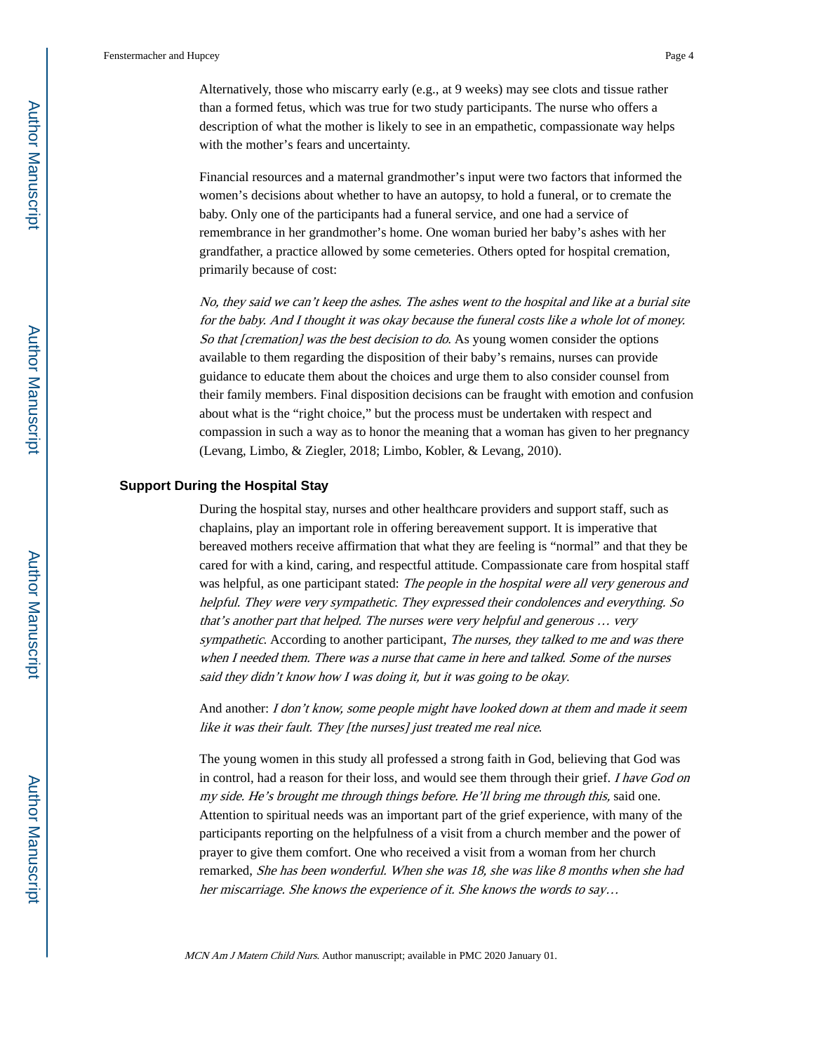Alternatively, those who miscarry early (e.g., at 9 weeks) may see clots and tissue rather than a formed fetus, which was true for two study participants. The nurse who offers a description of what the mother is likely to see in an empathetic, compassionate way helps with the mother's fears and uncertainty.

Financial resources and a maternal grandmother's input were two factors that informed the women's decisions about whether to have an autopsy, to hold a funeral, or to cremate the baby. Only one of the participants had a funeral service, and one had a service of remembrance in her grandmother's home. One woman buried her baby's ashes with her grandfather, a practice allowed by some cemeteries. Others opted for hospital cremation, primarily because of cost:

*No, they said we can't keep the ashes. The ashes went to the hospital and like at a burial site for the baby. And I thought it was okay because the funeral costs like a whole lot of money. So that [cremation] was the best decision to do.* As young women consider the options available to them regarding the disposition of their baby's remains, nurses can provide guidance to educate them about the choices and urge them to also consider counsel from their family members. Final disposition decisions can be fraught with emotion and confusion about what is the "right choice," but the process must be undertaken with respect and compassion in such a way as to honor the meaning that a woman has given to her pregnancy (Levang, Limbo, & Ziegler, 2018; Limbo, Kobler, & Levang, 2010).

## Support During the Hospital Stay

During the hospital stay, nurses and other healthcare providers and support staff, such as chaplains, play an important role in offering bereavement support. It is imperative that bereaved mothers receive affirmation that what they are feeling is "normal" and that they be cared for with a kind, caring, and respectful attitude. Compassionate care from hospital staff was helpful, as one participant stated: *The people in the hospital were all very generous and helpful. They were very sympathetic. They expressed their condolences and everything. So that's another part that helped. The nurses were very helpful and generous … very sympathetic.* According to another participant, *The nurses, they talked to me and was there when I needed them. There was a nurse that came in here and talked. Some of the nurses said they didn't know how I was doing it, but it was going to be okay.*

And another: *I don't know, some people might have looked down at them and made it seem like it was their fault. They [the nurses] just treated me real nice.*

The young women in this study all professed a strong faith in God, believing that God was in control, had a reason for their loss, and would see them through their grief. *I have God on my side. He's brought me through things before. He'll bring me through this,* said one. Attention to spiritual needs was an important part of the grief experience, with many of the participants reporting on the helpfulness of a visit from a church member and the power of prayer to give them comfort. One who received a visit from a woman from her church remarked, *She has been wonderful. When she was 18, she was like 8 months when she had her miscarriage. She knows the experience of it. She knows the words to say…*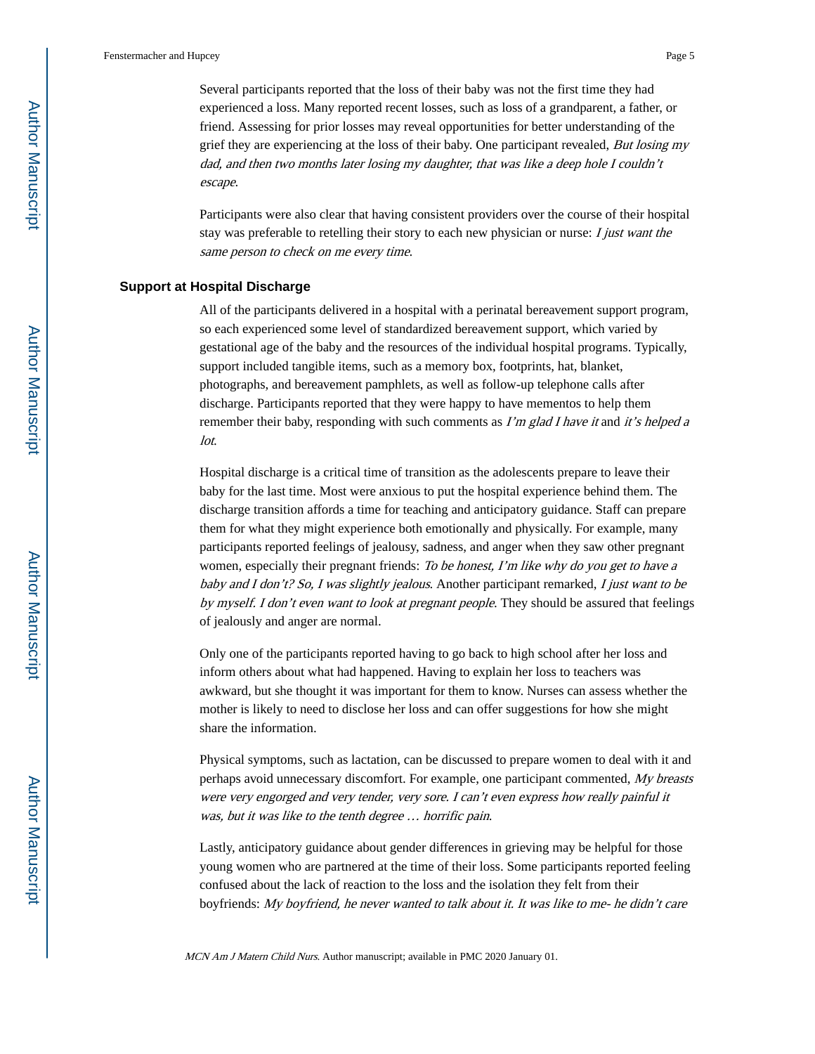Several participants reported that the loss of their baby was not the first time they had experienced a loss. Many reported recent losses, such as loss of a grandparent, a father, or friend. Assessing for prior losses may reveal opportunities for better understanding of the grief they are experiencing at the loss of their baby. One participant revealed, *But losing my dad, and then two months later losing my daughter, that was like a deep hole I couldn't escape*.

Participants were also clear that having consistent providers over the course of their hospital stay was preferable to retelling their story to each new physician or nurse: *I just want the same person to check on me every time*.

### Support at Hospital Discharge

All of the participants delivered in a hospital with a perinatal bereavement support program, so each experienced some level of standardized bereavement support, which varied by gestational age of the baby and the resources of the individual hospital programs. Typically, support included tangible items, such as a memory box, footprints, hat, blanket, photographs, and bereavement pamphlets, as well as follow-up telephone calls after discharge. Participants reported that they were happy to have mementos to help them remember their baby, responding with such comments as *I'm glad I have it* and *it's helped a lot*.

Hospital discharge is a critical time of transition as the adolescents prepare to leave their baby for the last time. Most were anxious to put the hospital experience behind them. The discharge transition affords a time for teaching and anticipatory guidance. Staff can prepare them for what they might experience both emotionally and physically. For example, many participants reported feelings of jealousy, sadness, and anger when they saw other pregnant women, especially their pregnant friends: *To be honest, I'm like why do you get to have a baby and I don't? So, I was slightly jealous*. Another participant remarked, *I just want to be by myself. I don't even want to look at pregnant people*. They should be assured that feelings of jealously and anger are normal.

Only one of the participants reported having to go back to high school after her loss and inform others about what had happened. Having to explain her loss to teachers was awkward, but she thought it was important for them to know. Nurses can assess whether the mother is likely to need to disclose her loss and can offer suggestions for how she might share the information.

Physical symptoms, such as lactation, can be discussed to prepare women to deal with it and perhaps avoid unnecessary discomfort. For example, one participant commented, *My breasts were very engorged and very tender, very sore. I can't even express how really painful it was, but it was like to the tenth degree … horrific pain*.

Lastly, anticipatory guidance about gender differences in grieving may be helpful for those young women who are partnered at the time of their loss. Some participants reported feeling confused about the lack of reaction to the loss and the isolation they felt from their boyfriends: *My boyfriend, he never wanted to talk about it. It was like to me- he didn't care*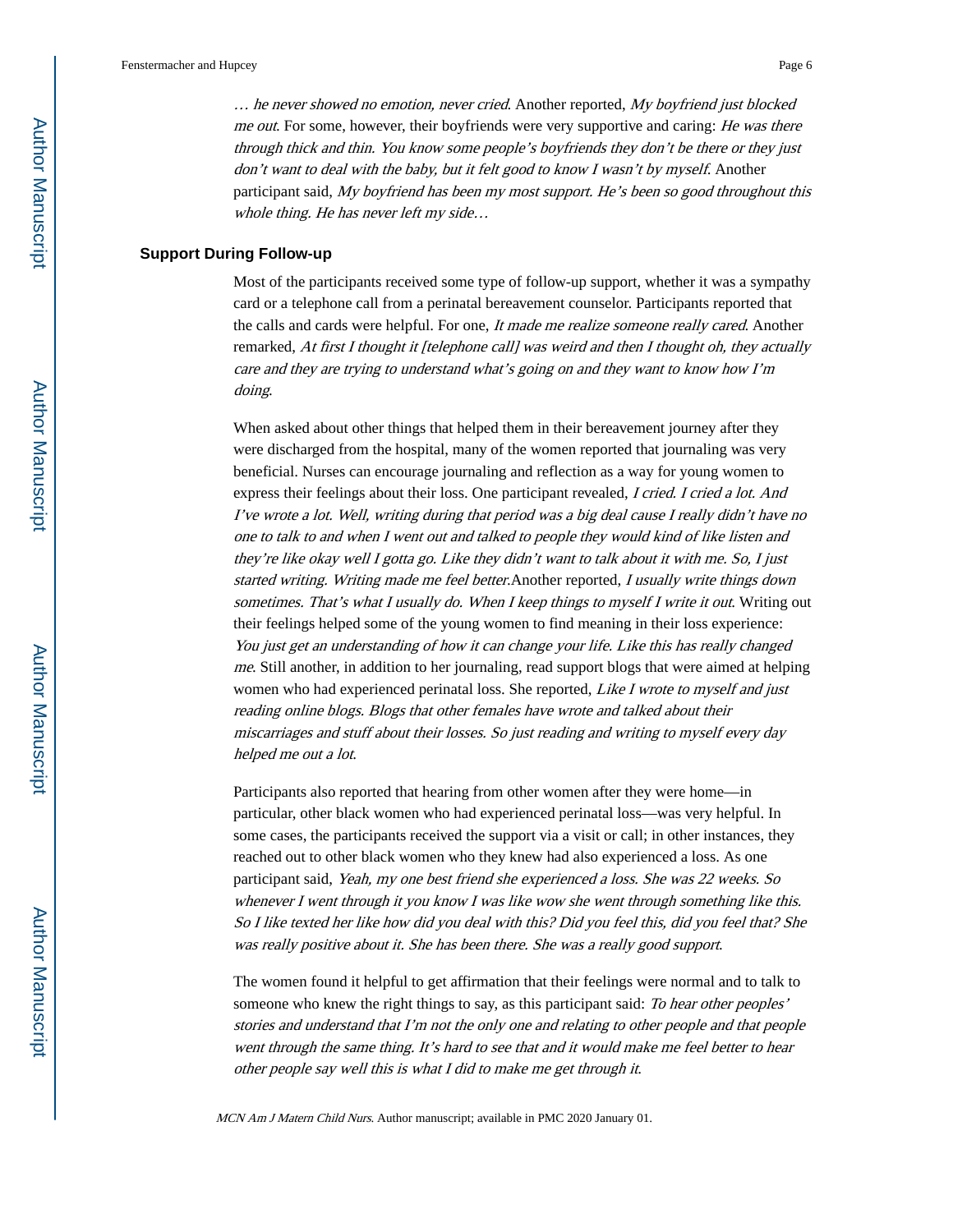*… he never showed no emotion, never cried*. Another reported, *My boyfriend just blocked me out*. For some, however, their boyfriends were very supportive and caring: *He was there through thick and thin. You know some people's boyfriends they don't be there or they just don't want to deal with the baby, but it felt good to know I wasn't by myself*. Another participant said, *My boyfriend has been my most support. He's been so good throughout this whole thing. He has never left my side…*

### Support During Follow-up

Most of the participants received some type of follow-up support, whether it was a sympathy card or a telephone call from a perinatal bereavement counselor. Participants reported that the calls and cards were helpful. For one, *It made me realize someone really cared*. Another remarked, *At first I thought it [telephone call] was weird and then I thought oh, they actually care and they are trying to understand what's going on and they want to know how I'm doing*.

When asked about other things that helped them in their bereavement journey after they were discharged from the hospital, many of the women reported that journaling was very beneficial. Nurses can encourage journaling and reflection as a way for young women to express their feelings about their loss. One participant revealed, *I cried. I cried a lot. And I've wrote a lot. Well, writing during that period was a big deal cause I really didn't have no one to talk to and when I went out and talked to people they would kind of like listen and they're like okay well I gotta go. Like they didn't want to talk about it with me. So, I just started writing. Writing made me feel better.*Another reported, *I usually write things down sometimes. That's what I usually do. When I keep things to myself I write it out*. Writing out their feelings helped some of the young women to find meaning in their loss experience: *You just get an understanding of how it can change your life. Like this has really changed me*. Still another, in addition to her journaling, read support blogs that were aimed at helping women who had experienced perinatal loss. She reported, *Like I wrote to myself and just reading online blogs. Blogs that other females have wrote and talked about their miscarriages and stuff about their losses. So just reading and writing to myself every day helped me out a lot*.

Participants also reported that hearing from other women after they were home—in particular, other black women who had experienced perinatal loss—was very helpful. In some cases, the participants received the support via a visit or call; in other instances, they reached out to other black women who they knew had also experienced a loss. As one participant said, *Yeah, my one best friend she experienced a loss. She was 22 weeks. So whenever I went through it you know I was like wow she went through something like this. So I like texted her like how did you deal with this? Did you feel this, did you feel that? She was really positive about it. She has been there. She was a really good support*.

The women found it helpful to get affirmation that their feelings were normal and to talk to someone who knew the right things to say, as this participant said: *To hear other peoples' stories and understand that I'm not the only one and relating to other people and that people went through the same thing. It's hard to see that and it would make me feel better to hear other people say well this is what I did to make me get through it*.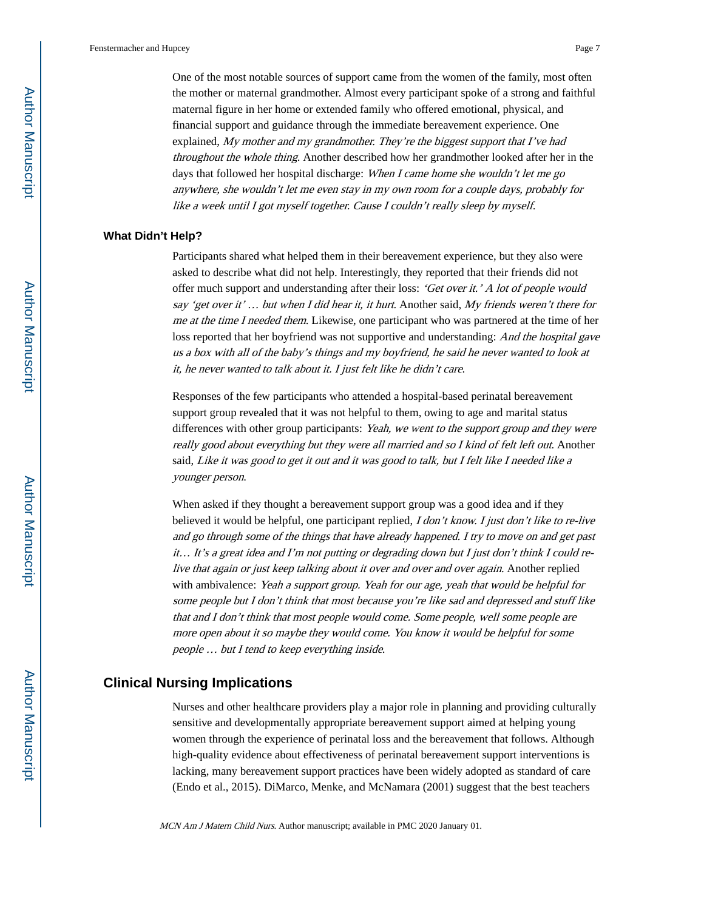One of the most notable sources of support came from the women of the family, most often the mother or maternal grandmother. Almost every participant spoke of a strong and faithful maternal figure in her home or extended family who offered emotional, physical, and financial support and guidance through the immediate bereavement experience. One explained, *My mother and my grandmother. They're the biggest support that I've had throughout the whole thing*. Another described how her grandmother looked after her in the days that followed her hospital discharge: *When I came home she wouldn't let me go anywhere, she wouldn't let me even stay in my own room for a couple days, probably for like a week until I got myself together. Cause I couldn't really sleep by myself*.

### What Didn't Help?

Participants shared what helped them in their bereavement experience, but they also were asked to describe what did not help. Interestingly, they reported that their friends did not offer much support and understanding after their loss: *'Get over it.' A lot of people would say 'get over it' … but when I did hear it, it hurt*. Another said, *My friends weren't there for me at the time I needed them*. Likewise, one participant who was partnered at the time of her loss reported that her boyfriend was not supportive and understanding: *And the hospital gave us a box with all of the baby's things and my boyfriend, he said he never wanted to look at it, he never wanted to talk about it. I just felt like he didn't care*.

Responses of the few participants who attended a hospital-based perinatal bereavement support group revealed that it was not helpful to them, owing to age and marital status differences with other group participants: *Yeah, we went to the support group and they were really good about everything but they were all married and so I kind of felt left out*. Another said, *Like it was good to get it out and it was good to talk, but I felt like I needed like a younger person*.

When asked if they thought a bereavement support group was a good idea and if they believed it would be helpful, one participant replied, *I don't know. I just don't like to re-live and go through some of the things that have already happened. I try to move on and get past it… It's a great idea and I'm not putting or degrading down but I just don't think I could re-live that again or just keep talking about it over and over and over again*. Another replied with ambivalence: *Yeah a support group. Yeah for our age, yeah that would be helpful for some people but I don't think that most because you're like sad and depressed and stuff like that and I don't think that most people would come. Some people, well some people are more open about it so maybe they would come. You know it would be helpful for some people … but I tend to keep everything inside*.

## Clinical Nursing Implications

Nurses and other healthcare providers play a major role in planning and providing culturally sensitive and developmentally appropriate bereavement support aimed at helping young women through the experience of perinatal loss and the bereavement that follows. Although high-quality evidence about effectiveness of perinatal bereavement support interventions is lacking, many bereavement support practices have been widely adopted as standard of care (Endo et al., 2015). DiMarco, Menke, and McNamara (2001) suggest that the best teachers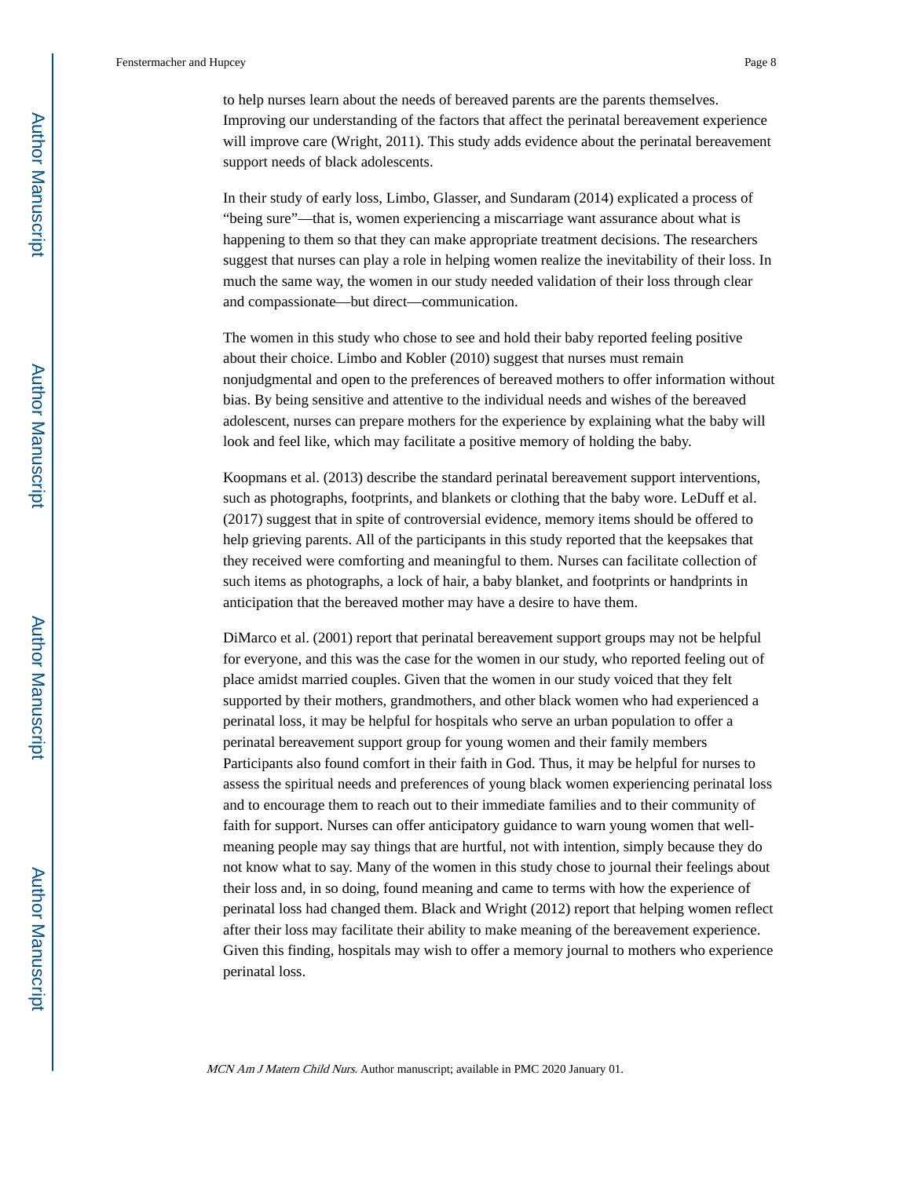to help nurses learn about the needs of bereaved parents are the parents themselves. Improving our understanding of the factors that affect the perinatal bereavement experience will improve care (Wright, 2011). This study adds evidence about the perinatal bereavement support needs of black adolescents.

In their study of early loss, Limbo, Glasser, and Sundaram (2014) explicated a process of "being sure"—that is, women experiencing a miscarriage want assurance about what is happening to them so that they can make appropriate treatment decisions. The researchers suggest that nurses can play a role in helping women realize the inevitability of their loss. In much the same way, the women in our study needed validation of their loss through clear and compassionate—but direct—communication.

The women in this study who chose to see and hold their baby reported feeling positive about their choice. Limbo and Kobler (2010) suggest that nurses must remain nonjudgmental and open to the preferences of bereaved mothers to offer information without bias. By being sensitive and attentive to the individual needs and wishes of the bereaved adolescent, nurses can prepare mothers for the experience by explaining what the baby will look and feel like, which may facilitate a positive memory of holding the baby.

Koopmans et al. (2013) describe the standard perinatal bereavement support interventions, such as photographs, footprints, and blankets or clothing that the baby wore. LeDuff et al. (2017) suggest that in spite of controversial evidence, memory items should be offered to help grieving parents. All of the participants in this study reported that the keepsakes that they received were comforting and meaningful to them. Nurses can facilitate collection of such items as photographs, a lock of hair, a baby blanket, and footprints or handprints in anticipation that the bereaved mother may have a desire to have them.

DiMarco et al. (2001) report that perinatal bereavement support groups may not be helpful for everyone, and this was the case for the women in our study, who reported feeling out of place amidst married couples. Given that the women in our study voiced that they felt supported by their mothers, grandmothers, and other black women who had experienced a perinatal loss, it may be helpful for hospitals who serve an urban population to offer a perinatal bereavement support group for young women and their family members Participants also found comfort in their faith in God. Thus, it may be helpful for nurses to assess the spiritual needs and preferences of young black women experiencing perinatal loss and to encourage them to reach out to their immediate families and to their community of faith for support. Nurses can offer anticipatory guidance to warn young women that well-meaning people may say things that are hurtful, not with intention, simply because they do not know what to say. Many of the women in this study chose to journal their feelings about their loss and, in so doing, found meaning and came to terms with how the experience of perinatal loss had changed them. Black and Wright (2012) report that helping women reflect after their loss may facilitate their ability to make meaning of the bereavement experience. Given this finding, hospitals may wish to offer a memory journal to mothers who experience perinatal loss.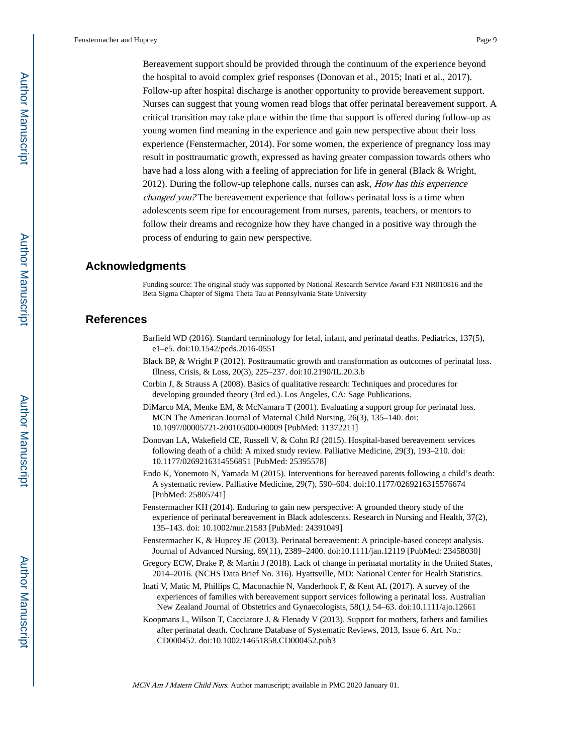Bereavement support should be provided through the continuum of the experience beyond the hospital to avoid complex grief responses (Donovan et al., 2015; Inati et al., 2017). Follow-up after hospital discharge is another opportunity to provide bereavement support. Nurses can suggest that young women read blogs that offer perinatal bereavement support. A critical transition may take place within the time that support is offered during follow-up as young women find meaning in the experience and gain new perspective about their loss experience (Fenstermacher, 2014). For some women, the experience of pregnancy loss may result in posttraumatic growth, expressed as having greater compassion towards others who have had a loss along with a feeling of appreciation for life in general (Black & Wright, 2012). During the follow-up telephone calls, nurses can ask, *How has this experience changed you?* The bereavement experience that follows perinatal loss is a time when adolescents seem ripe for encouragement from nurses, parents, teachers, or mentors to follow their dreams and recognize how they have changed in a positive way through the process of enduring to gain new perspective.

## Acknowledgments

Funding source: The original study was supported by National Research Service Award F31 NR010816 and the Beta Sigma Chapter of Sigma Theta Tau at Pennsylvania State University

## References

Barfield WD (2016). Standard terminology for fetal, infant, and perinatal deaths. Pediatrics, 137(5), e1–e5. doi:10.1542/peds.2016-0551

Black BP, & Wright P (2012). Posttraumatic growth and transformation as outcomes of perinatal loss. Illness, Crisis, & Loss, 20(3), 225–237. doi:10.2190/IL.20.3.b

Corbin J, & Strauss A (2008). Basics of qualitative research: Techniques and procedures for developing grounded theory (3rd ed.). Los Angeles, CA: Sage Publications.

DiMarco MA, Menke EM, & McNamara T (2001). Evaluating a support group for perinatal loss. MCN The American Journal of Maternal Child Nursing, 26(3), 135–140. doi: 10.1097/00005721-200105000-00009 [PubMed: 11372211]

Donovan LA, Wakefield CE, Russell V, & Cohn RJ (2015). Hospital-based bereavement services following death of a child: A mixed study review. Palliative Medicine, 29(3), 193–210. doi: 10.1177/0269216314556851 [PubMed: 25395578]

Endo K, Yonemoto N, Yamada M (2015). Interventions for bereaved parents following a child's death: A systematic review. Palliative Medicine, 29(7), 590–604. doi:10.1177/0269216315576674 [PubMed: 25805741]

Fenstermacher KH (2014). Enduring to gain new perspective: A grounded theory study of the experience of perinatal bereavement in Black adolescents. Research in Nursing and Health, 37(2), 135–143. doi: 10.1002/nur.21583 [PubMed: 24391049]

Fenstermacher K, & Hupcey JE (2013). Perinatal bereavement: A principle-based concept analysis. Journal of Advanced Nursing, 69(11), 2389–2400. doi:10.1111/jan.12119 [PubMed: 23458030]

Gregory ECW, Drake P, & Martin J (2018). Lack of change in perinatal mortality in the United States, 2014–2016. (NCHS Data Brief No. 316). Hyattsville, MD: National Center for Health Statistics.

Inati V, Matic M, Phillips C, Maconachie N, Vanderhook F, & Kent AL (2017). A survey of the experiences of families with bereavement support services following a perinatal loss. Australian New Zealand Journal of Obstetrics and Gynaecologists, 58(1*)*, 54–63. doi:10.1111/ajo.12661

Koopmans L, Wilson T, Cacciatore J, & Flenady V (2013). Support for mothers, fathers and families after perinatal death. Cochrane Database of Systematic Reviews, 2013, Issue 6. Art. No.: CD000452. doi:10.1002/14651858.CD000452.pub3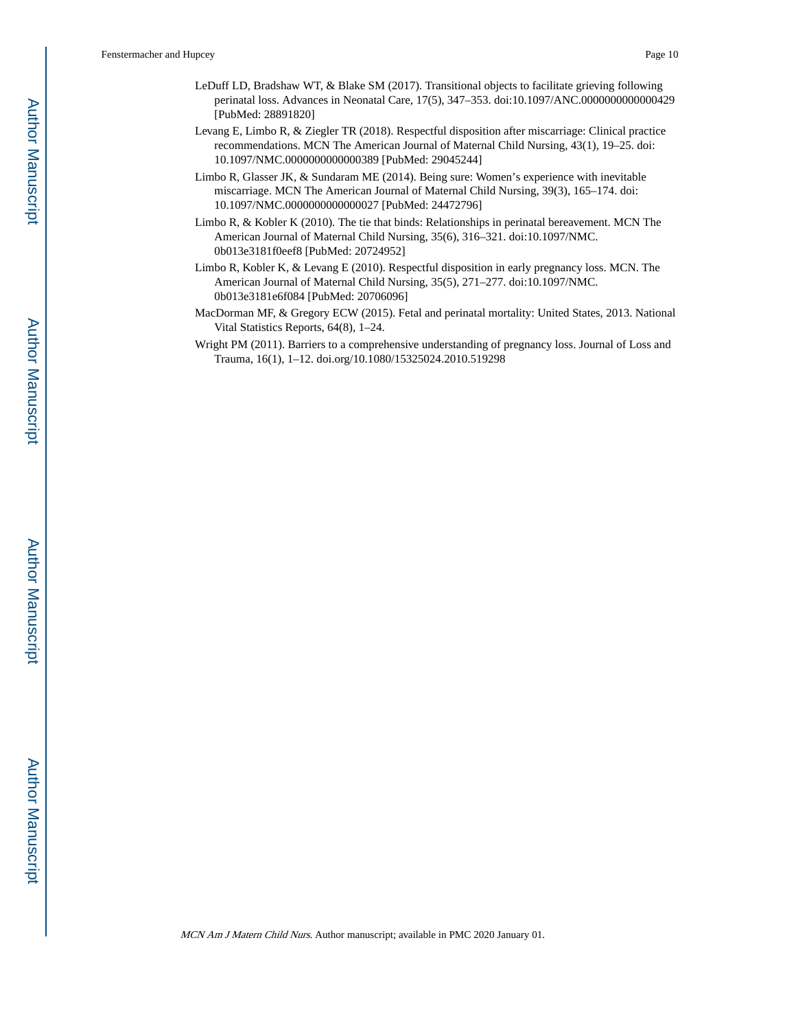LeDuff LD, Bradshaw WT, & Blake SM (2017). Transitional objects to facilitate grieving following perinatal loss. Advances in Neonatal Care, 17(5), 347–353. doi:10.1097/ANC.0000000000000429 [PubMed: 28891820]

Levang E, Limbo R, & Ziegler TR (2018). Respectful disposition after miscarriage: Clinical practice recommendations. MCN The American Journal of Maternal Child Nursing, 43(1), 19–25. doi: 10.1097/NMC.0000000000000389 [PubMed: 29045244]

Limbo R, Glasser JK, & Sundaram ME (2014). Being sure: Women's experience with inevitable miscarriage. MCN The American Journal of Maternal Child Nursing, 39(3), 165–174. doi: 10.1097/NMC.0000000000000027 [PubMed: 24472796]

Limbo R, & Kobler K (2010). The tie that binds: Relationships in perinatal bereavement. MCN The American Journal of Maternal Child Nursing, 35(6), 316–321. doi:10.1097/NMC.0b013e3181f0eef8 [PubMed: 20724952]

Limbo R, Kobler K, & Levang E (2010). Respectful disposition in early pregnancy loss. MCN. The American Journal of Maternal Child Nursing, 35(5), 271–277. doi:10.1097/NMC.0b013e3181e6f084 [PubMed: 20706096]

MacDorman MF, & Gregory ECW (2015). Fetal and perinatal mortality: United States, 2013. National Vital Statistics Reports, 64(8), 1–24.

Wright PM (2011). Barriers to a comprehensive understanding of pregnancy loss. Journal of Loss and Trauma, 16(1), 1–12. doi.org/10.1080/15325024.2010.519298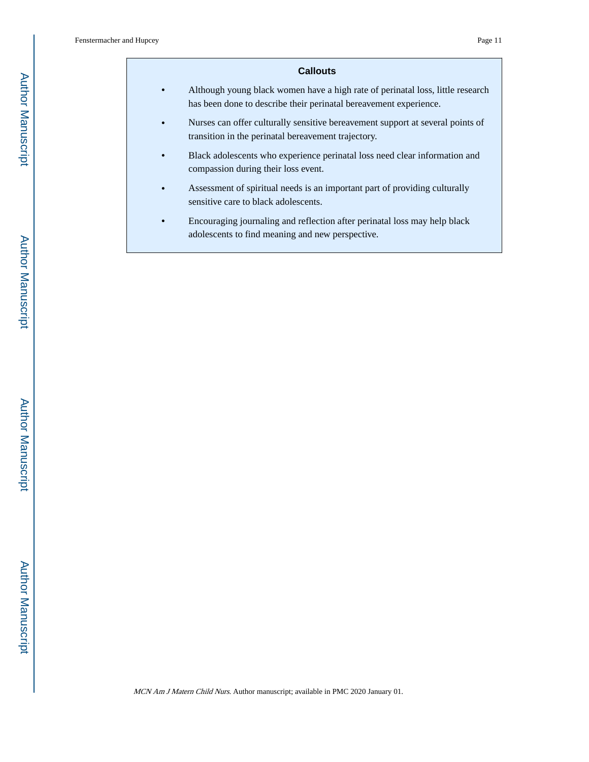## Callouts

- Although young black women have a high rate of perinatal loss, little research has been done to describe their perinatal bereavement experience.
- Nurses can offer culturally sensitive bereavement support at several points of transition in the perinatal bereavement trajectory.
- Black adolescents who experience perinatal loss need clear information and compassion during their loss event.
- Assessment of spiritual needs is an important part of providing culturally sensitive care to black adolescents.
- Encouraging journaling and reflection after perinatal loss may help black adolescents to find meaning and new perspective.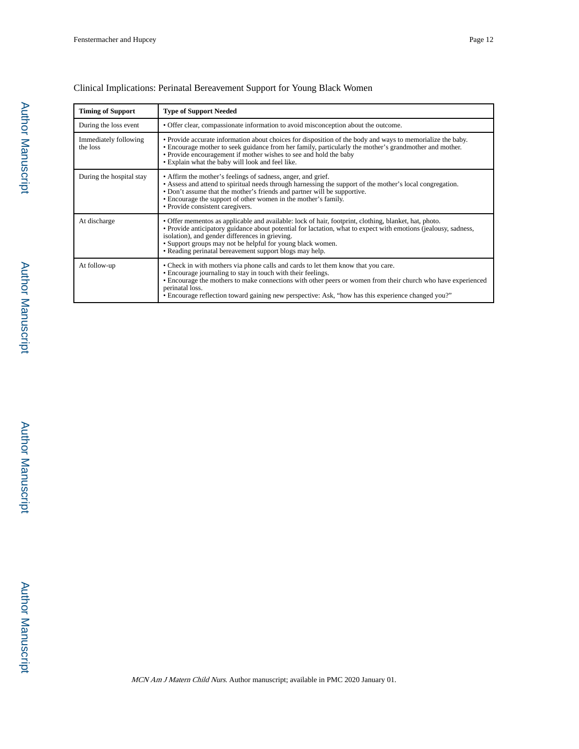Clinical Implications: Perinatal Bereavement Support for Young Black Women

| Timing of Support | Type of Support Needed |
| --- | --- |
| During the loss event | • Offer clear, compassionate information to avoid misconception about the outcome. |
| Immediately following the loss | • Provide accurate information about choices for disposition of the body and ways to memorialize the baby.<br>• Encourage mother to seek guidance from her family, particularly the mother's grandmother and mother.<br>• Provide encouragement if mother wishes to see and hold the baby<br>• Explain what the baby will look and feel like. |
| During the hospital stay | • Affirm the mother's feelings of sadness, anger, and grief.<br>• Assess and attend to spiritual needs through harnessing the support of the mother's local congregation.<br>• Don't assume that the mother's friends and partner will be supportive.<br>• Encourage the support of other women in the mother's family.<br>• Provide consistent caregivers. |
| At discharge | • Offer mementos as applicable and available: lock of hair, footprint, clothing, blanket, hat, photo.<br>• Provide anticipatory guidance about potential for lactation, what to expect with emotions (jealousy, sadness, isolation), and gender differences in grieving.<br>• Support groups may not be helpful for young black women.<br>• Reading perinatal bereavement support blogs may help. |
| At follow-up | • Check in with mothers via phone calls and cards to let them know that you care.<br>• Encourage journaling to stay in touch with their feelings.<br>• Encourage the mothers to make connections with other peers or women from their church who have experienced perinatal loss.<br>• Encourage reflection toward gaining new perspective: Ask, "how has this experience changed you?" |